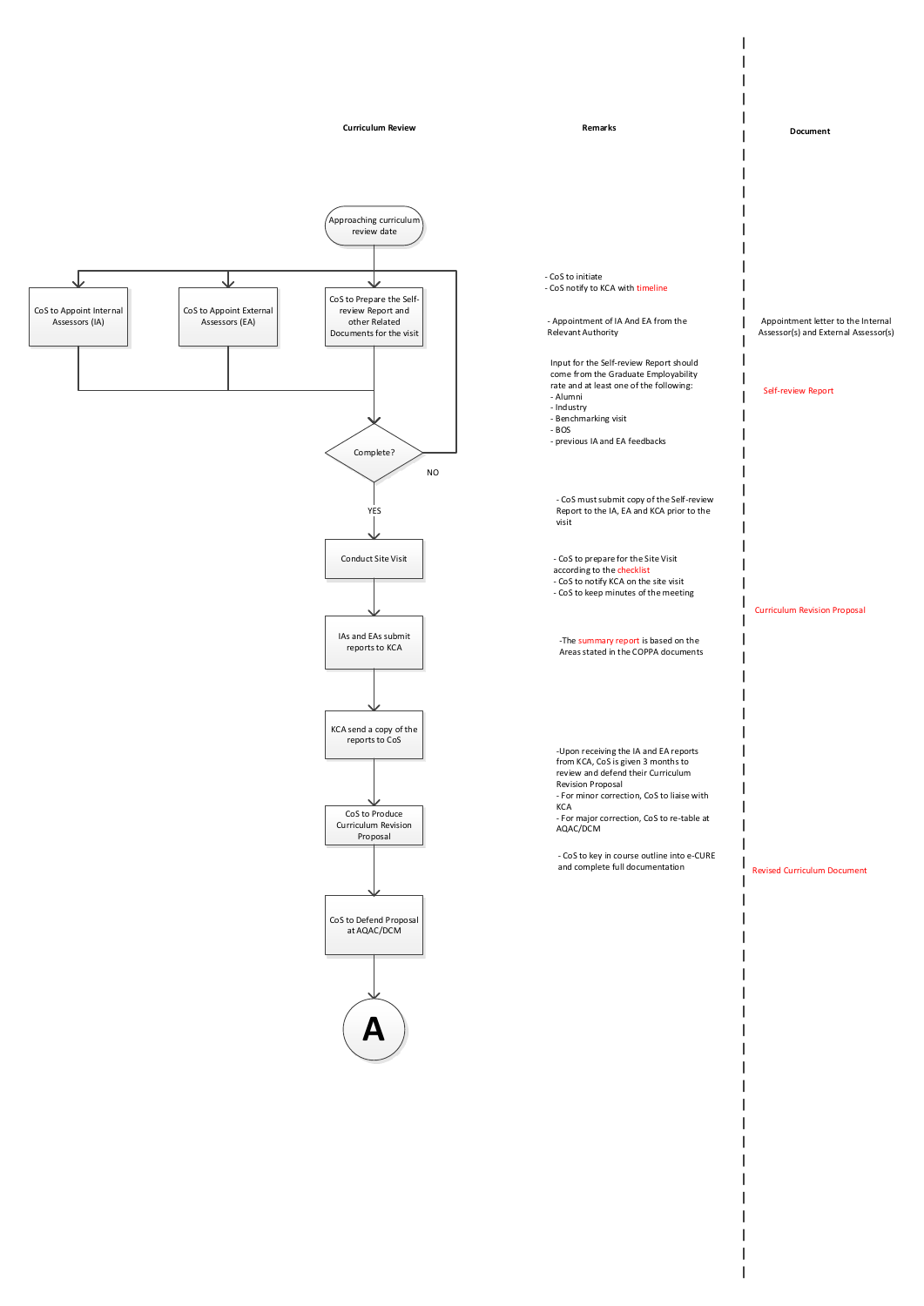**Curriculum Review**

**Remarks**

**Document**

Approaching curriculum review date

CoS to Appoint Internal Assessors (IA)

CoS to Appoint External Assessors (EA)

CoS to Prepare the Self-review Report and other Related Documents for the visit

Complete?

NO

YES

Conduct Site Visit

IAs and EAs submit reports to KCA

KCA send a copy of the reports to CoS

CoS to Produce Curriculum Revision Proposal

CoS to Defend Proposal at AQAC/DCM

A

- CoS to initiate
- CoS notify to KCA with timeline

- Appointment of IA And EA from the Relevant Authority

Appointment letter to the Internal Assessor(s) and External Assessor(s)

Input for the Self-review Report should come from the Graduate Employability rate and at least one of the following:
- Alumni
- Industry
- Benchmarking visit
- BOS
- previous IA and EA feedbacks

Self-review Report

- CoS must submit copy of the Self-review Report to the IA, EA and KCA prior to the visit

- CoS to prepare for the Site Visit according to the checklist
- CoS to notify KCA on the site visit
- CoS to keep minutes of the meeting

Curriculum Revision Proposal

-The summary report is based on the Areas stated in the COPPA documents

-Upon receiving the IA and EA reports from KCA, CoS is given 3 months to review and defend their Curriculum Revision Proposal
- For minor correction, CoS to liaise with KCA
- For major correction, CoS to re-table at AQAC/DCM

- CoS to key in course outline into e-CURE and complete full documentation

Revised Curriculum Document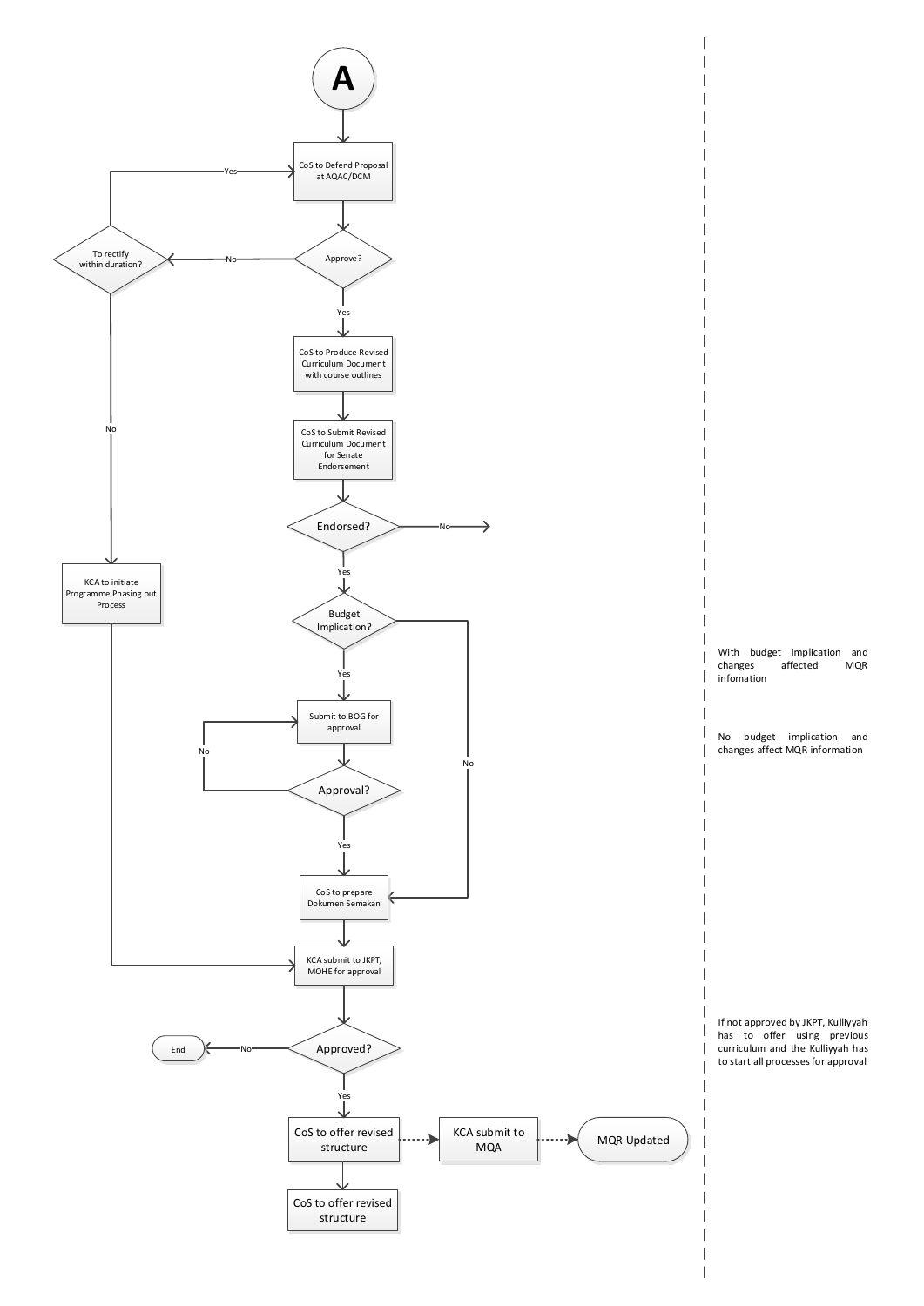A

CoS to Defend Proposal at AQAC/DCM

Approve?

Yes

No

To rectify within duration?

Yes

No

CoS to Produce Revised Curriculum Document with course outlines

CoS to Submit Revised Curriculum Document for Senate Endorsement

Endorsed?

No

Yes

Budget Implication?

Yes

No

Submit to BOG for approval

Approval?

No

Yes

CoS to prepare Dokumen Semakan

KCA to initiate Programme Phasing out Process

KCA submit to JKPT, MOHE for approval

Approved?

No

End

Yes

CoS to offer revised structure

KCA submit to MQA

MQR Updated

CoS to offer revised structure

With budget implication and changes affected MQR infomation

No budget implication and changes affect MQR information

If not approved by JKPT, Kulliyyah has to offer using previous curriculum and the Kulliyyah has to start all processes for approval